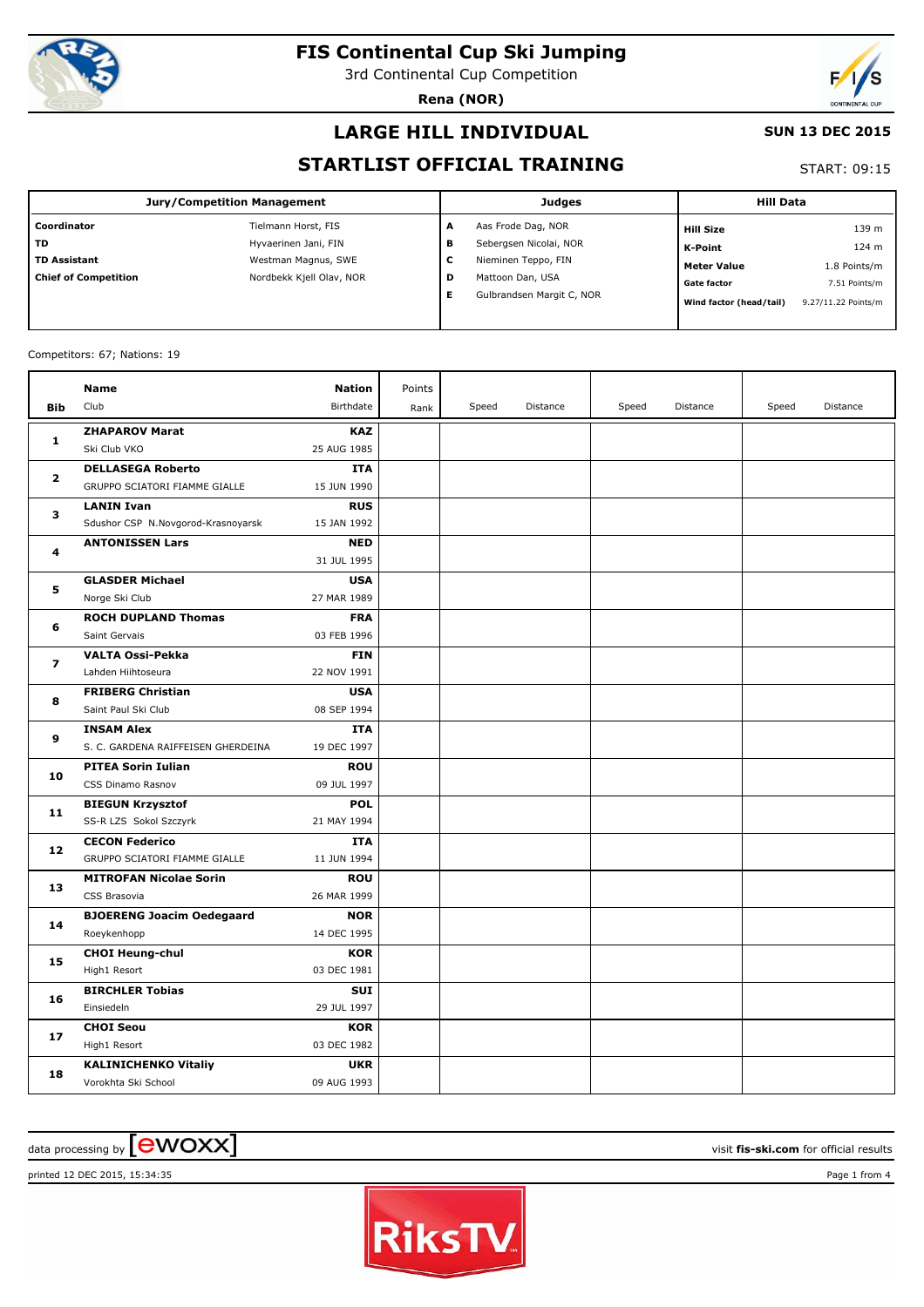# FIS Continental Cup Ski Jumping

3rd Continental Cup Competition

**Rena (NOR)**

## LARGE HILL INDIVIDUAL

**SUN 13 DEC 2015**

## STARTLIST OFFICIAL TRAINING

START: 09:15

| Jury/Competition Management | | Judges | | Hill Data | |
|---|---|---|---|---|---|
| **Coordinator** | Tielmann Horst, FIS | A | Aas Frode Dag, NOR | **Hill Size** | 139 m |
| **TD** | Hyvaerinen Jani, FIN | B | Sebergsen Nicolai, NOR | **K-Point** | 124 m |
| **TD Assistant** | Westman Magnus, SWE | C | Nieminen Teppo, FIN | **Meter Value** | 1.8 Points/m |
| **Chief of Competition** | Nordbekk Kjell Olav, NOR | D | Mattoon Dan, USA | **Gate factor** | 7.51 Points/m |
| | | E | Gulbrandsen Margit C, NOR | **Wind factor (head/tail)** | 9.27/11.22 Points/m |

Competitors: 67; Nations: 19

| Bib | Name / Club | Nation / Birthdate | Points / Rank | Speed | Distance | Speed | Distance | Speed | Distance |
|---|---|---|---|---|---|---|---|---|---|
| 1 | **ZHAPAROV Marat**<br>Ski Club VKO | **KAZ**<br>25 AUG 1985 | | | | | | | |
| 2 | **DELLASEGA Roberto**<br>GRUPPO SCIATORI FIAMME GIALLE | **ITA**<br>15 JUN 1990 | | | | | | | |
| 3 | **LANIN Ivan**<br>Sdushor CSP N.Novgorod-Krasnoyarsk | **RUS**<br>15 JAN 1992 | | | | | | | |
| 4 | **ANTONISSEN Lars** | **NED**<br>31 JUL 1995 | | | | | | | |
| 5 | **GLASDER Michael**<br>Norge Ski Club | **USA**<br>27 MAR 1989 | | | | | | | |
| 6 | **ROCH DUPLAND Thomas**<br>Saint Gervais | **FRA**<br>03 FEB 1996 | | | | | | | |
| 7 | **VALTA Ossi-Pekka**<br>Lahden Hiihtoseura | **FIN**<br>22 NOV 1991 | | | | | | | |
| 8 | **FRIBERG Christian**<br>Saint Paul Ski Club | **USA**<br>08 SEP 1994 | | | | | | | |
| 9 | **INSAM Alex**<br>S. C. GARDENA RAIFFEISEN GHERDEINA | **ITA**<br>19 DEC 1997 | | | | | | | |
| 10 | **PITEA Sorin Iulian**<br>CSS Dinamo Rasnov | **ROU**<br>09 JUL 1997 | | | | | | | |
| 11 | **BIEGUN Krzysztof**<br>SS-R LZS Sokol Szczyrk | **POL**<br>21 MAY 1994 | | | | | | | |
| 12 | **CECON Federico**<br>GRUPPO SCIATORI FIAMME GIALLE | **ITA**<br>11 JUN 1994 | | | | | | | |
| 13 | **MITROFAN Nicolae Sorin**<br>CSS Brasovia | **ROU**<br>26 MAR 1999 | | | | | | | |
| 14 | **BJOERENG Joacim Oedegaard**<br>Roeykenhopp | **NOR**<br>14 DEC 1995 | | | | | | | |
| 15 | **CHOI Heung-chul**<br>High1 Resort | **KOR**<br>03 DEC 1981 | | | | | | | |
| 16 | **BIRCHLER Tobias**<br>Einsiedeln | **SUI**<br>29 JUL 1997 | | | | | | | |
| 17 | **CHOI Seou**<br>High1 Resort | **KOR**<br>03 DEC 1982 | | | | | | | |
| 18 | **KALINICHENKO Vitaliy**<br>Vorokhta Ski School | **UKR**<br>09 AUG 1993 | | | | | | | |

data processing by ewoxx — visit **fis-ski.com** for official results

printed 12 DEC 2015, 15:34:35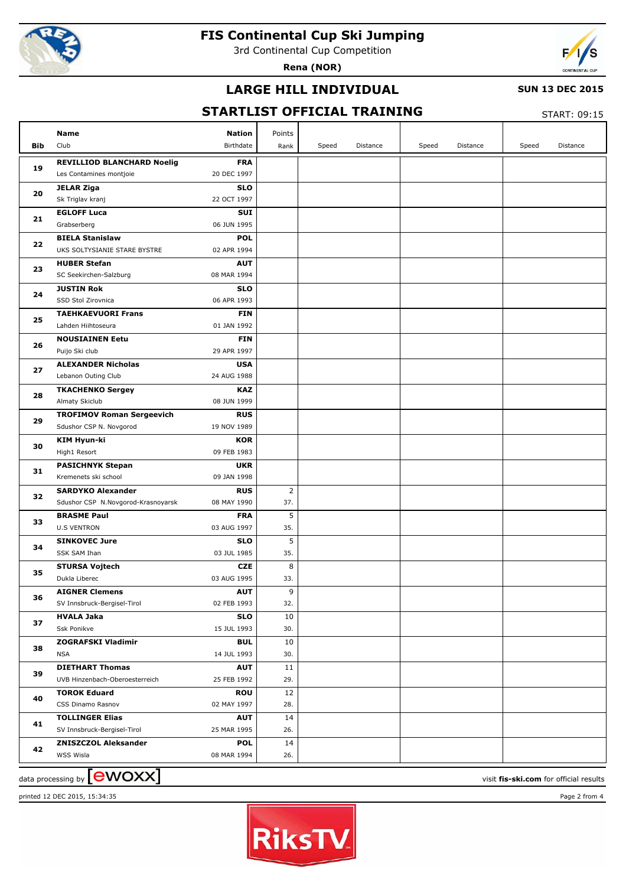# FIS Continental Cup Ski Jumping

3rd Continental Cup Competition

**Rena (NOR)**

## LARGE HILL INDIVIDUAL

**SUN 13 DEC 2015**

## STARTLIST OFFICIAL TRAINING

START: 09:15

| Bib | Name / Club | Nation / Birthdate | Points / Rank | Speed | Distance | Speed | Distance | Speed | Distance |
|---|---|---|---|---|---|---|---|---|---|
| 19 | **REVILLIOD BLANCHARD Noelig**<br>Les Contamines montjoie | **FRA**<br>20 DEC 1997 | | | | | | | |
| 20 | **JELAR Ziga**<br>Sk Triglav kranj | **SLO**<br>22 OCT 1997 | | | | | | | |
| 21 | **EGLOFF Luca**<br>Grabserberg | **SUI**<br>06 JUN 1995 | | | | | | | |
| 22 | **BIELA Stanislaw**<br>UKS SOLTYSIANIE STARE BYSTRE | **POL**<br>02 APR 1994 | | | | | | | |
| 23 | **HUBER Stefan**<br>SC Seekirchen-Salzburg | **AUT**<br>08 MAR 1994 | | | | | | | |
| 24 | **JUSTIN Rok**<br>SSD Stol Zirovnica | **SLO**<br>06 APR 1993 | | | | | | | |
| 25 | **TAEHKAEVUORI Frans**<br>Lahden Hiihtoseura | **FIN**<br>01 JAN 1992 | | | | | | | |
| 26 | **NOUSIAINEN Eetu**<br>Puijo Ski club | **FIN**<br>29 APR 1997 | | | | | | | |
| 27 | **ALEXANDER Nicholas**<br>Lebanon Outing Club | **USA**<br>24 AUG 1988 | | | | | | | |
| 28 | **TKACHENKO Sergey**<br>Almaty Skiclub | **KAZ**<br>08 JUN 1999 | | | | | | | |
| 29 | **TROFIMOV Roman Sergeevich**<br>Sdushor CSP N. Novgorod | **RUS**<br>19 NOV 1989 | | | | | | | |
| 30 | **KIM Hyun-ki**<br>High1 Resort | **KOR**<br>09 FEB 1983 | | | | | | | |
| 31 | **PASICHNYK Stepan**<br>Kremenets ski school | **UKR**<br>09 JAN 1998 | | | | | | | |
| 32 | **SARDYKO Alexander**<br>Sdushor CSP N.Novgorod-Krasnoyarsk | **RUS**<br>08 MAY 1990 | 2<br>37. | | | | | | |
| 33 | **BRASME Paul**<br>U.S VENTRON | **FRA**<br>03 AUG 1997 | 5<br>35. | | | | | | |
| 34 | **SINKOVEC Jure**<br>SSK SAM Ihan | **SLO**<br>03 JUL 1985 | 5<br>35. | | | | | | |
| 35 | **STURSA Vojtech**<br>Dukla Liberec | **CZE**<br>03 AUG 1995 | 8<br>33. | | | | | | |
| 36 | **AIGNER Clemens**<br>SV Innsbruck-Bergisel-Tirol | **AUT**<br>02 FEB 1993 | 9<br>32. | | | | | | |
| 37 | **HVALA Jaka**<br>Ssk Ponikve | **SLO**<br>15 JUL 1993 | 10<br>30. | | | | | | |
| 38 | **ZOGRAFSKI Vladimir**<br>NSA | **BUL**<br>14 JUL 1993 | 10<br>30. | | | | | | |
| 39 | **DIETHART Thomas**<br>UVB Hinzenbach-Oberoesterreich | **AUT**<br>25 FEB 1992 | 11<br>29. | | | | | | |
| 40 | **TOROK Eduard**<br>CSS Dinamo Rasnov | **ROU**<br>02 MAY 1997 | 12<br>28. | | | | | | |
| 41 | **TOLLINGER Elias**<br>SV Innsbruck-Bergisel-Tirol | **AUT**<br>25 MAR 1995 | 14<br>26. | | | | | | |
| 42 | **ZNISZCZOL Aleksander**<br>WSS Wisla | **POL**<br>08 MAR 1994 | 14<br>26. | | | | | | |

data processing by ewoxx — visit **fis-ski.com** for official results

printed 12 DEC 2015, 15:34:35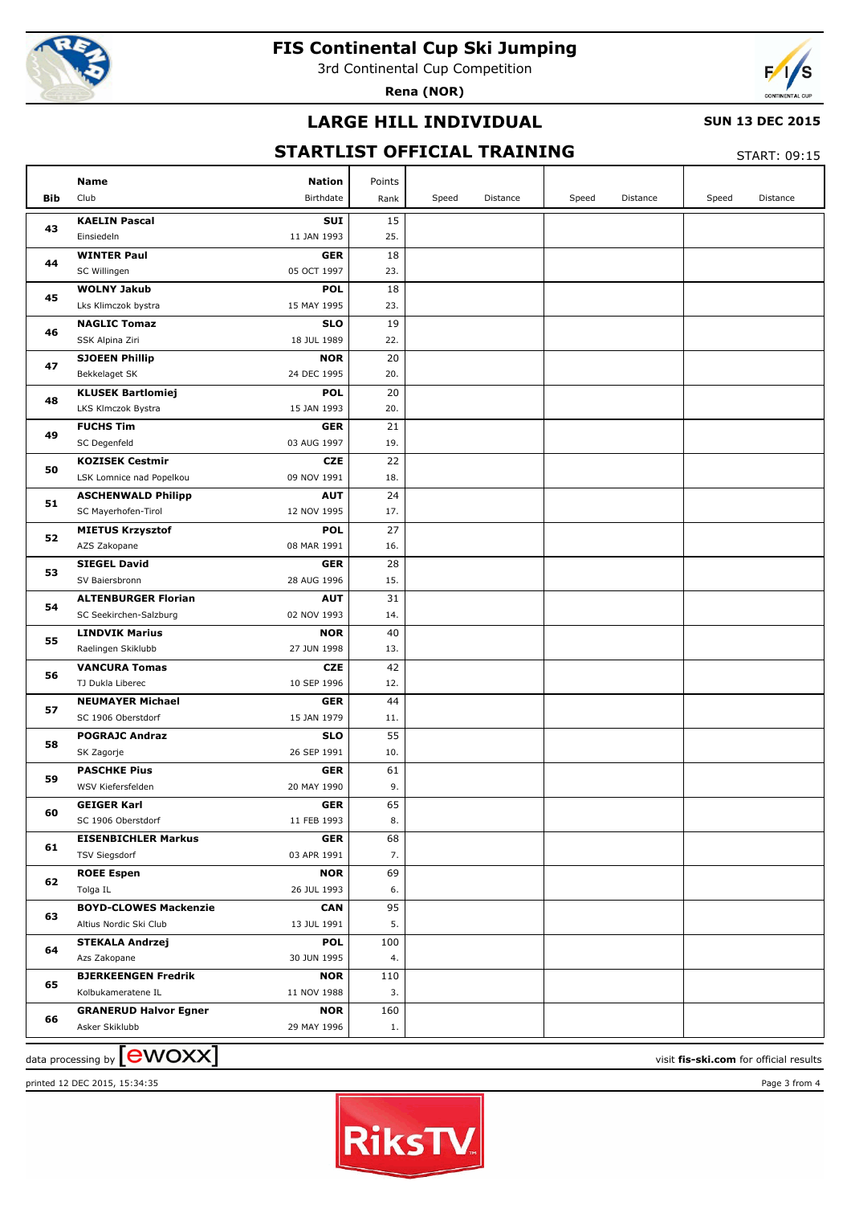# FIS Continental Cup Ski Jumping

3rd Continental Cup Competition

**Rena (NOR)**

## LARGE HILL INDIVIDUAL

**SUN 13 DEC 2015**

## STARTLIST OFFICIAL TRAINING

START: 09:15

| Bib | Name / Club | Nation / Birthdate | Points / Rank | Speed | Distance | Speed | Distance | Speed | Distance |
|---|---|---|---|---|---|---|---|---|---|
| 43 | **KAELIN Pascal**<br>Einsiedeln | **SUI**<br>11 JAN 1993 | 15<br>25. | | | | | | |
| 44 | **WINTER Paul**<br>SC Willingen | **GER**<br>05 OCT 1997 | 18<br>23. | | | | | | |
| 45 | **WOLNY Jakub**<br>Lks Klimczok bystra | **POL**<br>15 MAY 1995 | 18<br>23. | | | | | | |
| 46 | **NAGLIC Tomaz**<br>SSK Alpina Ziri | **SLO**<br>18 JUL 1989 | 19<br>22. | | | | | | |
| 47 | **SJOEEN Phillip**<br>Bekkelaget SK | **NOR**<br>24 DEC 1995 | 20<br>20. | | | | | | |
| 48 | **KLUSEK Bartlomiej**<br>LKS Klmczok Bystra | **POL**<br>15 JAN 1993 | 20<br>20. | | | | | | |
| 49 | **FUCHS Tim**<br>SC Degenfeld | **GER**<br>03 AUG 1997 | 21<br>19. | | | | | | |
| 50 | **KOZISEK Cestmir**<br>LSK Lomnice nad Popelkou | **CZE**<br>09 NOV 1991 | 22<br>18. | | | | | | |
| 51 | **ASCHENWALD Philipp**<br>SC Mayerhofen-Tirol | **AUT**<br>12 NOV 1995 | 24<br>17. | | | | | | |
| 52 | **MIETUS Krzysztof**<br>AZS Zakopane | **POL**<br>08 MAR 1991 | 27<br>16. | | | | | | |
| 53 | **SIEGEL David**<br>SV Baiersbronn | **GER**<br>28 AUG 1996 | 28<br>15. | | | | | | |
| 54 | **ALTENBURGER Florian**<br>SC Seekirchen-Salzburg | **AUT**<br>02 NOV 1993 | 31<br>14. | | | | | | |
| 55 | **LINDVIK Marius**<br>Raelingen Skiklubb | **NOR**<br>27 JUN 1998 | 40<br>13. | | | | | | |
| 56 | **VANCURA Tomas**<br>TJ Dukla Liberec | **CZE**<br>10 SEP 1996 | 42<br>12. | | | | | | |
| 57 | **NEUMAYER Michael**<br>SC 1906 Oberstdorf | **GER**<br>15 JAN 1979 | 44<br>11. | | | | | | |
| 58 | **POGRAJC Andraz**<br>SK Zagorje | **SLO**<br>26 SEP 1991 | 55<br>10. | | | | | | |
| 59 | **PASCHKE Pius**<br>WSV Kiefersfelden | **GER**<br>20 MAY 1990 | 61<br>9. | | | | | | |
| 60 | **GEIGER Karl**<br>SC 1906 Oberstdorf | **GER**<br>11 FEB 1993 | 65<br>8. | | | | | | |
| 61 | **EISENBICHLER Markus**<br>TSV Siegsdorf | **GER**<br>03 APR 1991 | 68<br>7. | | | | | | |
| 62 | **ROEE Espen**<br>Tolga IL | **NOR**<br>26 JUL 1993 | 69<br>6. | | | | | | |
| 63 | **BOYD-CLOWES Mackenzie**<br>Altius Nordic Ski Club | **CAN**<br>13 JUL 1991 | 95<br>5. | | | | | | |
| 64 | **STEKALA Andrzej**<br>Azs Zakopane | **POL**<br>30 JUN 1995 | 100<br>4. | | | | | | |
| 65 | **BJERKEENGEN Fredrik**<br>Kolbukameratene IL | **NOR**<br>11 NOV 1988 | 110<br>3. | | | | | | |
| 66 | **GRANERUD Halvor Egner**<br>Asker Skiklubb | **NOR**<br>29 MAY 1996 | 160<br>1. | | | | | | |

data processing by ewoxx

visit **fis-ski.com** for official results

printed 12 DEC 2015, 15:34:35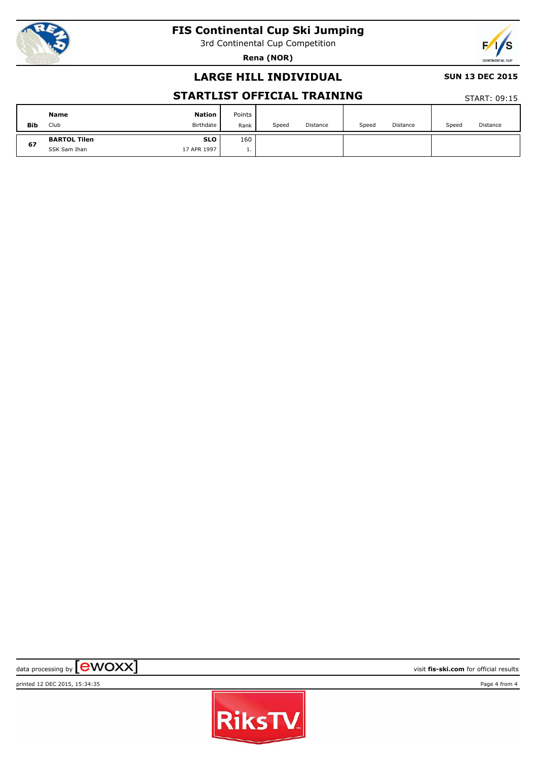# FIS Continental Cup Ski Jumping

3rd Continental Cup Competition

**Rena (NOR)**

## LARGE HILL INDIVIDUAL

**SUN 13 DEC 2015**

## STARTLIST OFFICIAL TRAINING

START: 09:15

| Bib | Name / Club | Nation / Birthdate | Points / Rank | Speed | Distance | Speed | Distance | Speed | Distance |
|---|---|---|---|---|---|---|---|---|---|
| 67 | **BARTOL Tilen** SSK Sam Ihan | **SLO** 17 APR 1997 | 160 1. | | | | | | |

data processing by [ewoxx] visit **fis-ski.com** for official results

printed 12 DEC 2015, 15:34:35